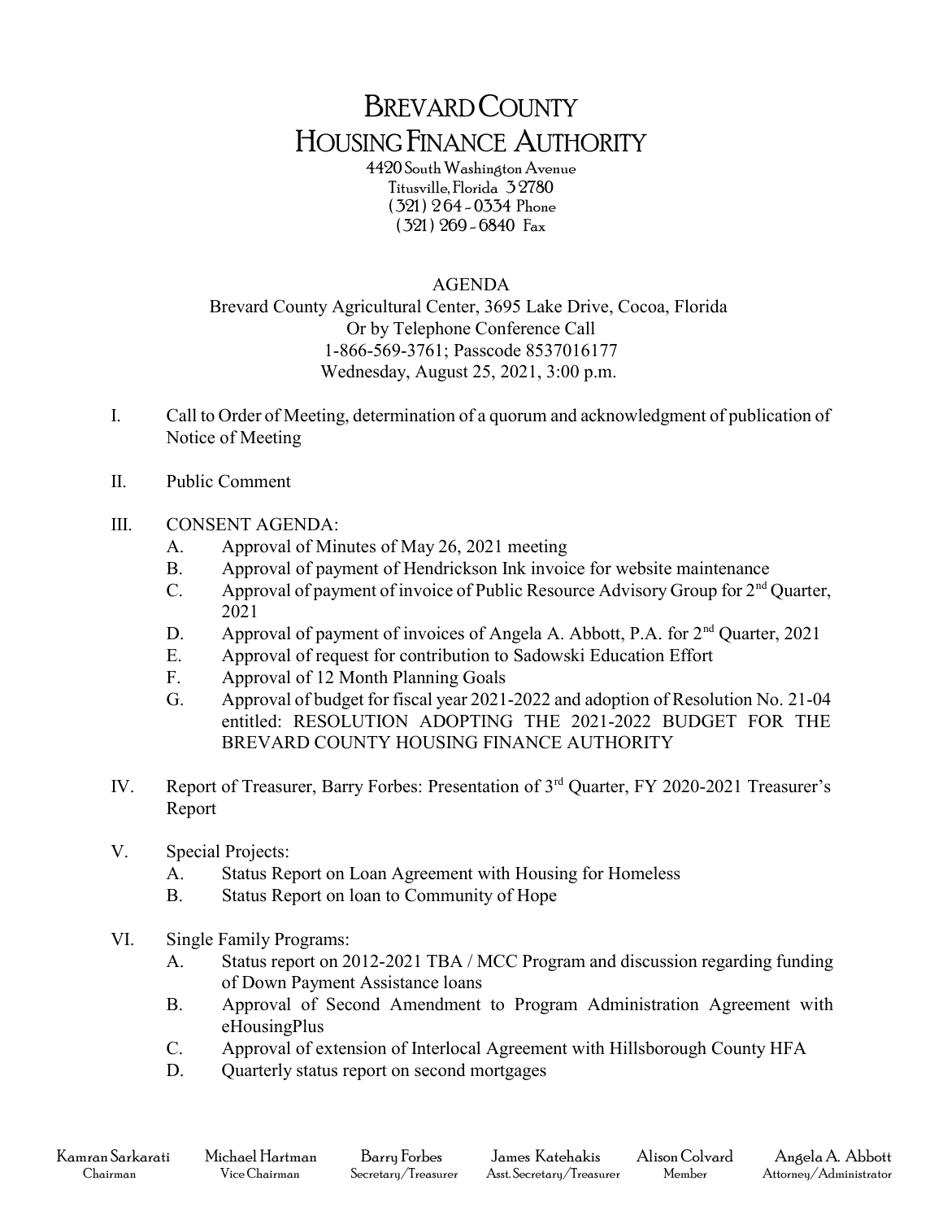# BREVARD COUNTY HOUSING FINANCE AUTHORITY

4420 South Washington Avenue
Titusville, Florida 32780
(321) 264-0334 Phone
(321) 269-6840 Fax

## AGENDA

Brevard County Agricultural Center, 3695 Lake Drive, Cocoa, Florida
Or by Telephone Conference Call
1-866-569-3761; Passcode 8537016177
Wednesday, August 25, 2021, 3:00 p.m.

I. Call to Order of Meeting, determination of a quorum and acknowledgment of publication of Notice of Meeting

II. Public Comment

III. CONSENT AGENDA:
   - A. Approval of Minutes of May 26, 2021 meeting
   - B. Approval of payment of Hendrickson Ink invoice for website maintenance
   - C. Approval of payment of invoice of Public Resource Advisory Group for 2nd Quarter, 2021
   - D. Approval of payment of invoices of Angela A. Abbott, P.A. for 2nd Quarter, 2021
   - E. Approval of request for contribution to Sadowski Education Effort
   - F. Approval of 12 Month Planning Goals
   - G. Approval of budget for fiscal year 2021-2022 and adoption of Resolution No. 21-04 entitled: RESOLUTION ADOPTING THE 2021-2022 BUDGET FOR THE BREVARD COUNTY HOUSING FINANCE AUTHORITY

IV. Report of Treasurer, Barry Forbes: Presentation of 3rd Quarter, FY 2020-2021 Treasurer's Report

V. Special Projects:
   - A. Status Report on Loan Agreement with Housing for Homeless
   - B. Status Report on loan to Community of Hope

VI. Single Family Programs:
   - A. Status report on 2012-2021 TBA / MCC Program and discussion regarding funding of Down Payment Assistance loans
   - B. Approval of Second Amendment to Program Administration Agreement with eHousingPlus
   - C. Approval of extension of Interlocal Agreement with Hillsborough County HFA
   - D. Quarterly status report on second mortgages

| Kamran Sarkarati | Michael Hartman | Barry Forbes | James Katehakis | Alison Colvard | Angela A. Abbott |
| --- | --- | --- | --- | --- | --- |
| Chairman | Vice Chairman | Secretary/Treasurer | Asst. Secretary/Treasurer | Member | Attorney/Administrator |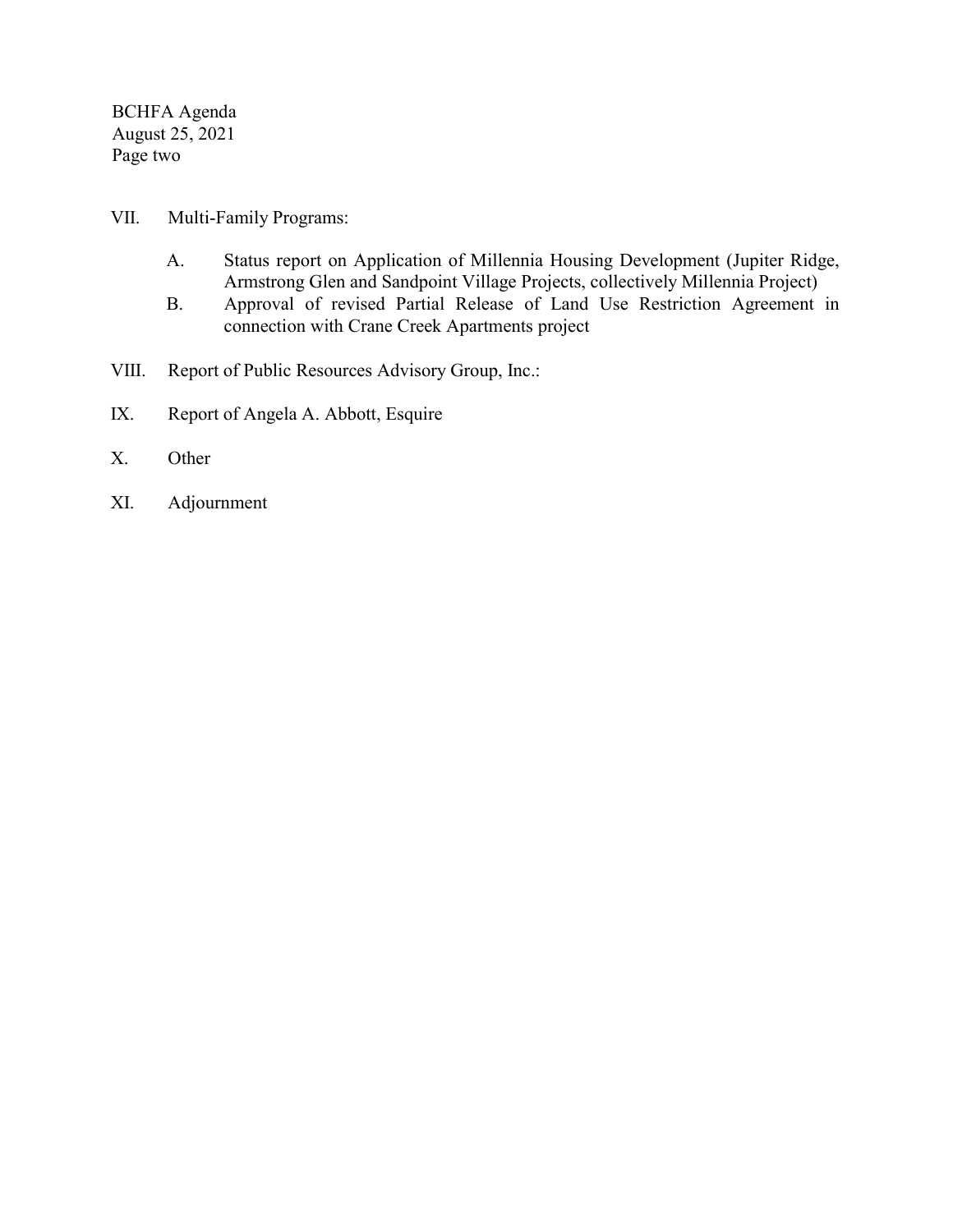VII. Multi-Family Programs:

   A. Status report on Application of Millennia Housing Development (Jupiter Ridge, Armstrong Glen and Sandpoint Village Projects, collectively Millennia Project)
   B. Approval of revised Partial Release of Land Use Restriction Agreement in connection with Crane Creek Apartments project

VIII. Report of Public Resources Advisory Group, Inc.:

IX. Report of Angela A. Abbott, Esquire

X. Other

XI. Adjournment